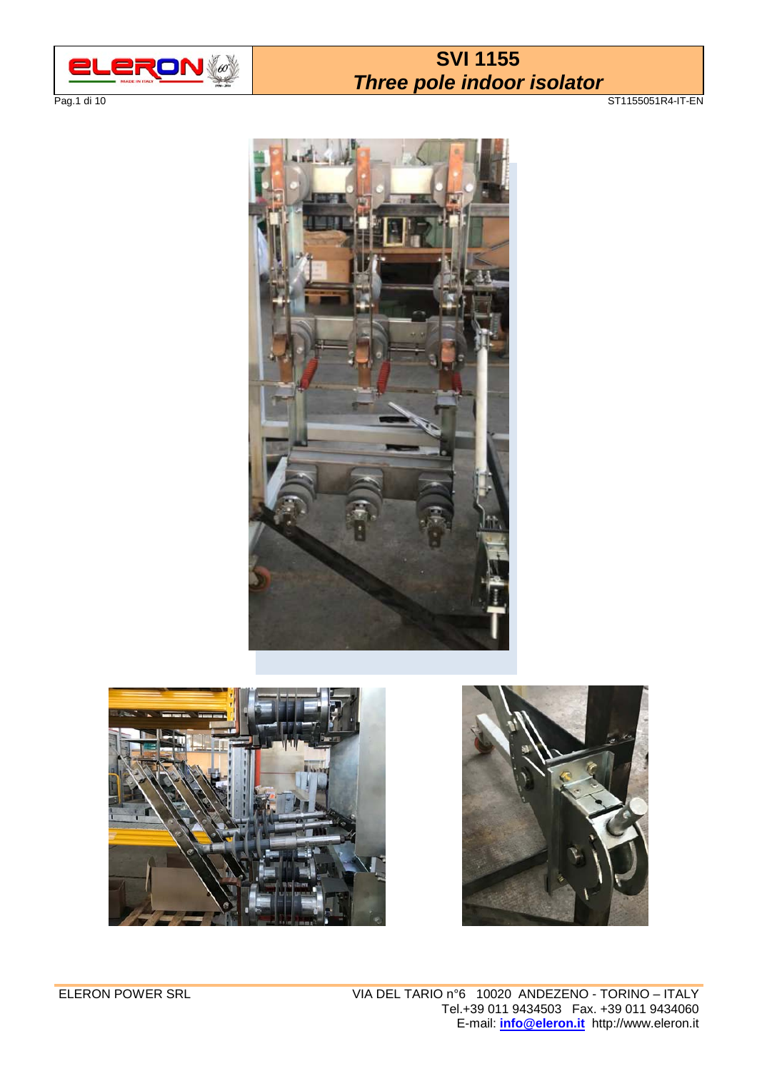# SVI 1155
## *Three pole indoor isolator*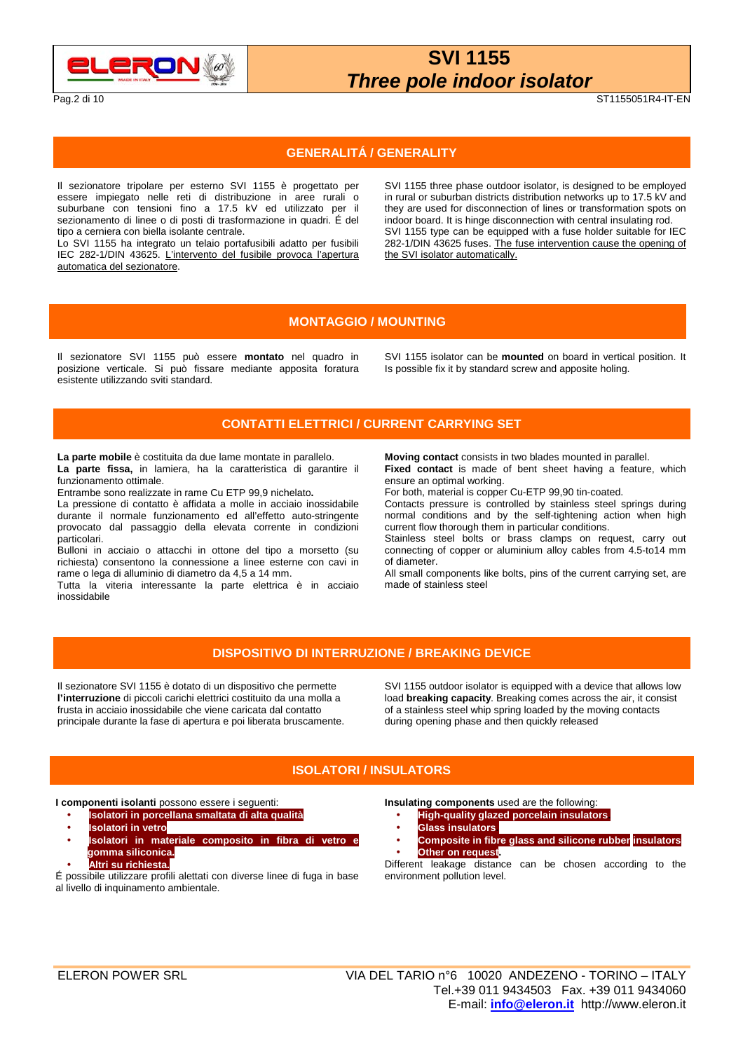## GENERALITÁ / GENERALITY

Il sezionatore tripolare per esterno SVI 1155 è progettato per essere impiegato nelle reti di distribuzione in aree rurali o suburbane con tensioni fino a 17.5 kV ed utilizzato per il sezionamento di linee o di posti di trasformazione in quadri. É del tipo a cerniera con biella isolante centrale.
Lo SVI 1155 ha integrato un telaio portafusibili adatto per fusibili IEC 282-1/DIN 43625. L'intervento del fusibile provoca l'apertura automatica del sezionatore.

SVI 1155 three phase outdoor isolator, is designed to be employed in rural or suburban districts distribution networks up to 17.5 kV and they are used for disconnection of lines or transformation spots on indoor board. It is hinge disconnection with central insulating rod.
SVI 1155 type can be equipped with a fuse holder suitable for IEC 282-1/DIN 43625 fuses. The fuse intervention cause the opening of the SVI isolator automatically.

## MONTAGGIO / MOUNTING

Il sezionatore SVI 1155 può essere **montato** nel quadro in posizione verticale. Si può fissare mediante apposita foratura esistente utilizzando sviti standard.

SVI 1155 isolator can be **mounted** on board in vertical position. It Is possible fix it by standard screw and apposite holing.

## CONTATTI ELETTRICI / CURRENT CARRYING SET

**La parte mobile** è costituita da due lame montate in parallelo.
**La parte fissa,** in lamiera, ha la caratteristica di garantire il funzionamento ottimale.
Entrambe sono realizzate in rame Cu ETP 99,9 nichelato**.**
La pressione di contatto è affidata a molle in acciaio inossidabile durante il normale funzionamento ed all'effetto auto-stringente provocato dal passaggio della elevata corrente in condizioni particolari.
Bulloni in acciaio o attacchi in ottone del tipo a morsetto (su richiesta) consentono la connessione a linee esterne con cavi in rame o lega di alluminio di diametro da 4,5 a 14 mm.
Tutta la viteria interessante la parte elettrica è in acciaio inossidabile

**Moving contact** consists in two blades mounted in parallel.
**Fixed contact** is made of bent sheet having a feature, which ensure an optimal working.
For both, material is copper Cu-ETP 99,90 tin-coated.
Contacts pressure is controlled by stainless steel springs during normal conditions and by the self-tightening action when high current flow thorough them in particular conditions.
Stainless steel bolts or brass clamps on request, carry out connecting of copper or aluminium alloy cables from 4.5-to14 mm of diameter.
All small components like bolts, pins of the current carrying set, are made of stainless steel

## DISPOSITIVO DI INTERRUZIONE / BREAKING DEVICE

Il sezionatore SVI 1155 è dotato di un dispositivo che permette **l'interruzione** di piccoli carichi elettrici costituito da una molla a frusta in acciaio inossidabile che viene caricata dal contatto principale durante la fase di apertura e poi liberata bruscamente.

SVI 1155 outdoor isolator is equipped with a device that allows low load **breaking capacity**. Breaking comes across the air, it consist of a stainless steel whip spring loaded by the moving contacts during opening phase and then quickly released

## ISOLATORI / INSULATORS

**I componenti isolanti** possono essere i seguenti:

- **Isolatori in porcellana smaltata di alta qualità**
- **Isolatori in vetro**
- **Isolatori in materiale composito in fibra di vetro e gomma siliconica.**
- **Altri su richiesta.**

É possibile utilizzare profili alettati con diverse linee di fuga in base al livello di inquinamento ambientale.

**Insulating components** used are the following:

- **High-quality glazed porcelain insulators**
- **Glass insulators**
- **Composite in fibre glass and silicone rubber insulators**
- **Other on request.**

Different leakage distance can be chosen according to the environment pollution level.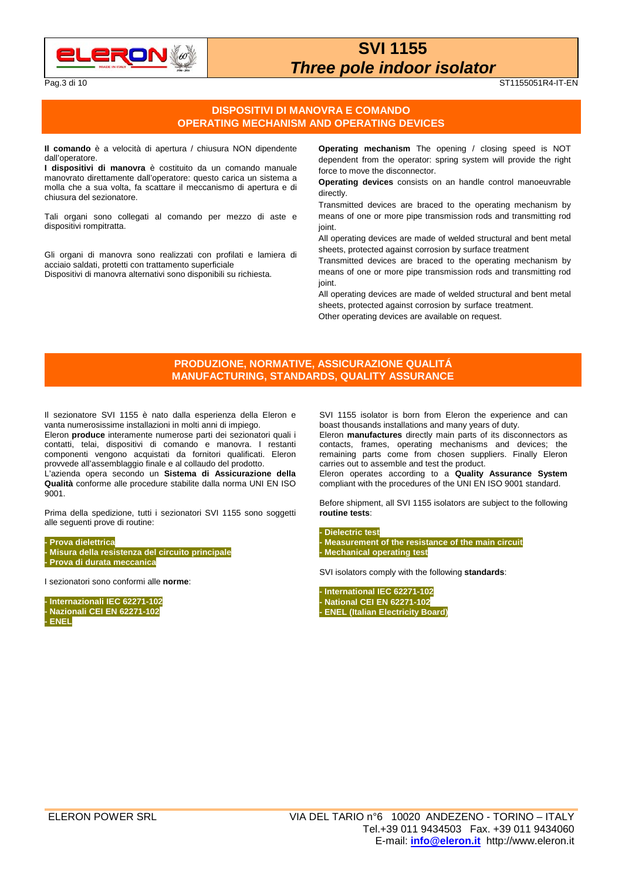## DISPOSITIVI DI MANOVRA E COMANDO
## OPERATING MECHANISM AND OPERATING DEVICES

**Il comando** è a velocità di apertura / chiusura NON dipendente dall'operatore.
**I dispositivi di manovra** è costituito da un comando manuale manovrato direttamente dall'operatore: questo carica un sistema a molla che a sua volta, fa scattare il meccanismo di apertura e di chiusura del sezionatore.

Tali organi sono collegati al comando per mezzo di aste e dispositivi rompitratta.

Gli organi di manovra sono realizzati con profilati e lamiera di acciaio saldati, protetti con trattamento superficiale
Dispositivi di manovra alternativi sono disponibili su richiesta.

**Operating mechanism** The opening / closing speed is NOT dependent from the operator: spring system will provide the right force to move the disconnector.
**Operating devices** consists on an handle control manoeuvrable directly.
Transmitted devices are braced to the operating mechanism by means of one or more pipe transmission rods and transmitting rod joint.
All operating devices are made of welded structural and bent metal sheets, protected against corrosion by surface treatment
Transmitted devices are braced to the operating mechanism by means of one or more pipe transmission rods and transmitting rod joint.
All operating devices are made of welded structural and bent metal sheets, protected against corrosion by surface treatment.
Other operating devices are available on request.

## PRODUZIONE, NORMATIVE, ASSICURAZIONE QUALITÁ
## MANUFACTURING, STANDARDS, QUALITY ASSURANCE

Il sezionatore SVI 1155 è nato dalla esperienza della Eleron e vanta numerosissime installazioni in molti anni di impiego.
Eleron **produce** interamente numerose parti dei sezionatori quali i contatti, telai, dispositivi di comando e manovra. I restanti componenti vengono acquistati da fornitori qualificati. Eleron provvede all'assemblaggio finale e al collaudo del prodotto.
L'azienda opera secondo un **Sistema di Assicurazione della Qualità** conforme alle procedure stabilite dalla norma UNI EN ISO 9001.

Prima della spedizione, tutti i sezionatori SVI 1155 sono soggetti alle seguenti prove di routine:

- **Prova dielettrica**
- **Misura della resistenza del circuito principale**
- **Prova di durata meccanica**

I sezionatori sono conformi alle **norme**:

- **Internazionali IEC 62271-102**
- **Nazionali CEI EN 62271-102**
- **ENEL**

SVI 1155 isolator is born from Eleron the experience and can boast thousands installations and many years of duty.
Eleron **manufactures** directly main parts of its disconnectors as contacts, frames, operating mechanisms and devices; the remaining parts come from chosen suppliers. Finally Eleron carries out to assemble and test the product.
Eleron operates according to a **Quality Assurance System** compliant with the procedures of the UNI EN ISO 9001 standard.

Before shipment, all SVI 1155 isolators are subject to the following **routine tests**:

- **Dielectric test**
- **Measurement of the resistance of the main circuit**
- **Mechanical operating test**

SVI isolators comply with the following **standards**:

- **International IEC 62271-102**
- **National CEI EN 62271-102**
- **ENEL (Italian Electricity Board)**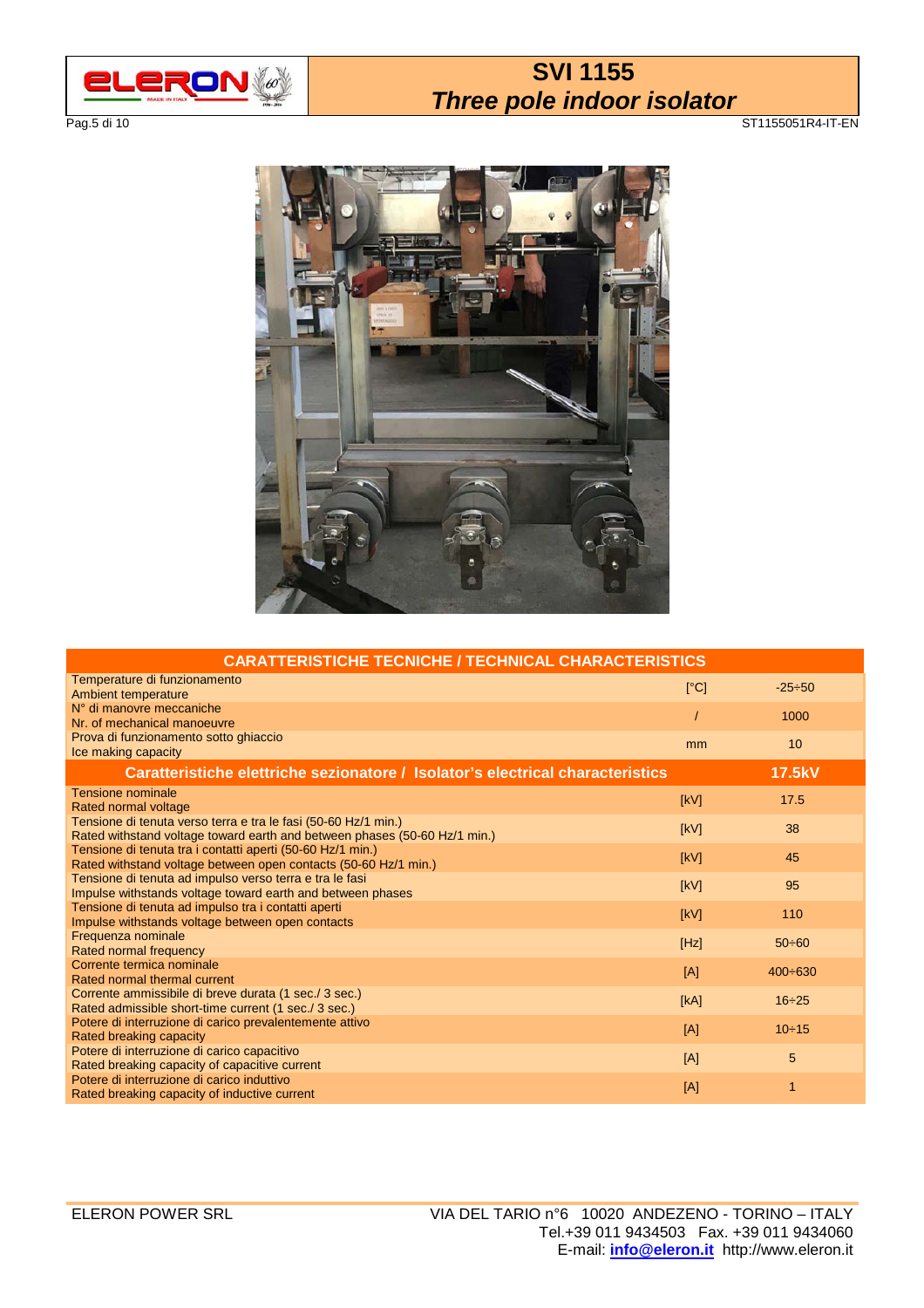# SVI 1155
## *Three pole indoor isolator*

| CARATTERISTICHE TECNICHE / TECHNICAL CHARACTERISTICS | | |
|---|---|---|
| Temperature di funzionamento<br>Ambient temperature | [°C] | -25÷50 |
| N° di manovre meccaniche<br>Nr. of mechanical manoeuvre | / | 1000 |
| Prova di funzionamento sotto ghiaccio<br>Ice making capacity | mm | 10 |
| **Caratteristiche elettriche sezionatore / Isolator's electrical characteristics** | | **17.5kV** |
| Tensione nominale<br>Rated normal voltage | [kV] | 17.5 |
| Tensione di tenuta verso terra e tra le fasi (50-60 Hz/1 min.)<br>Rated withstand voltage toward earth and between phases (50-60 Hz/1 min.) | [kV] | 38 |
| Tensione di tenuta tra i contatti aperti (50-60 Hz/1 min.)<br>Rated withstand voltage between open contacts (50-60 Hz/1 min.) | [kV] | 45 |
| Tensione di tenuta ad impulso verso terra e tra le fasi<br>Impulse withstands voltage toward earth and between phases | [kV] | 95 |
| Tensione di tenuta ad impulso tra i contatti aperti<br>Impulse withstands voltage between open contacts | [kV] | 110 |
| Frequenza nominale<br>Rated normal frequency | [Hz] | 50÷60 |
| Corrente termica nominale<br>Rated normal thermal current | [A] | 400÷630 |
| Corrente ammissibile di breve durata (1 sec./ 3 sec.)<br>Rated admissible short-time current (1 sec./ 3 sec.) | [kA] | 16÷25 |
| Potere di interruzione di carico prevalentemente attivo<br>Rated breaking capacity | [A] | 10÷15 |
| Potere di interruzione di carico capacitivo<br>Rated breaking capacity of capacitive current | [A] | 5 |
| Potere di interruzione di carico induttivo<br>Rated breaking capacity of inductive current | [A] | 1 |

ELERON POWER SRL

VIA DEL TARIO n°6 10020 ANDEZENO - TORINO – ITALY
Tel.+39 011 9434503 Fax. +39 011 9434060
E-mail: **info@eleron.it** http://www.eleron.it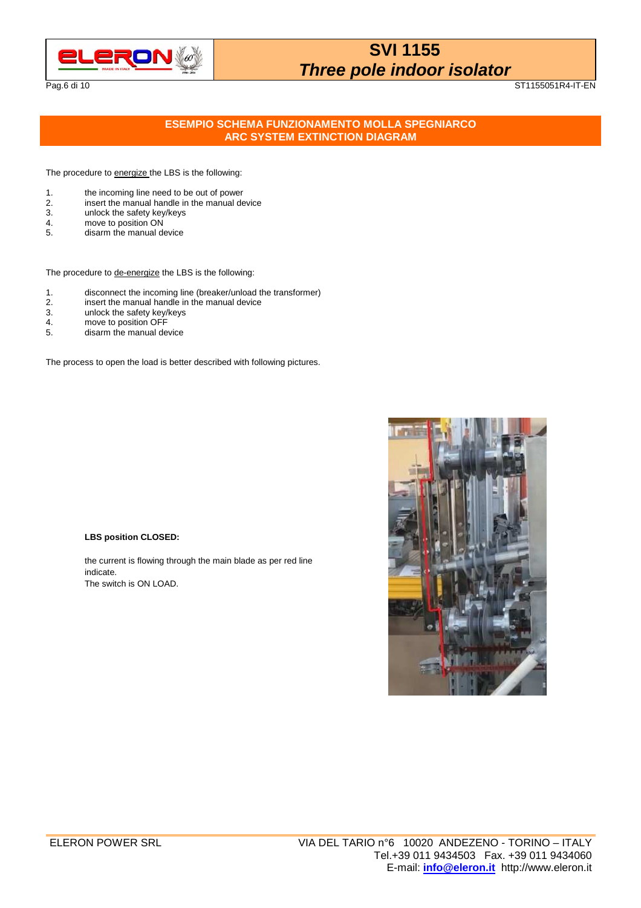## ESEMPIO SCHEMA FUNZIONAMENTO MOLLA SPEGNIARCO
## ARC SYSTEM EXTINCTION DIAGRAM

The procedure to energize the LBS is the following:

1. the incoming line need to be out of power
2. insert the manual handle in the manual device
3. unlock the safety key/keys
4. move to position ON
5. disarm the manual device

The procedure to de-energize the LBS is the following:

1. disconnect the incoming line (breaker/unload the transformer)
2. insert the manual handle in the manual device
3. unlock the safety key/keys
4. move to position OFF
5. disarm the manual device

The process to open the load is better described with following pictures.

**LBS position CLOSED:**

the current is flowing through the main blade as per red line indicate.
The switch is ON LOAD.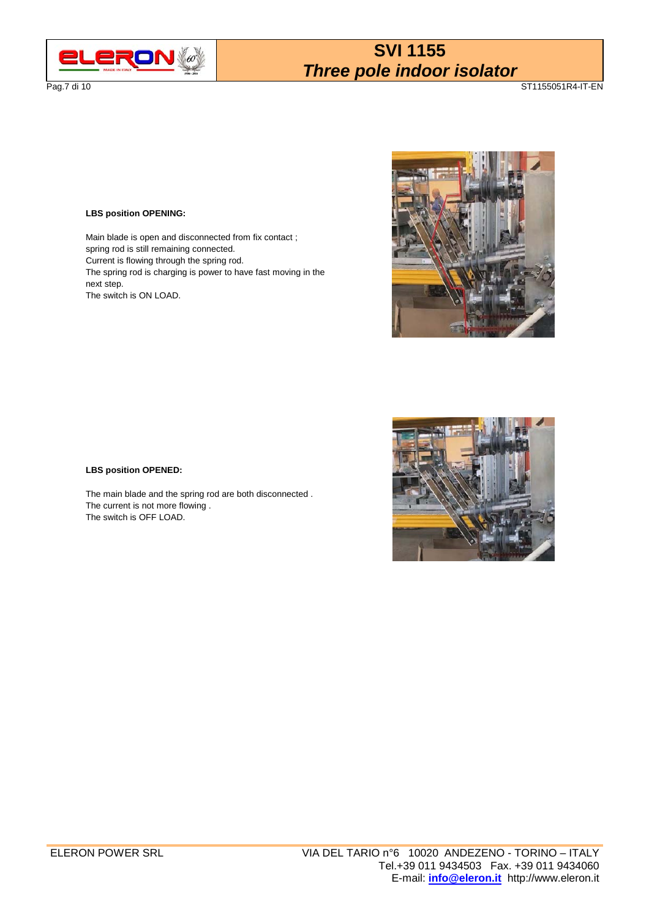**LBS position OPENING:**

Main blade is open and disconnected from fix contact ;
spring rod is still remaining connected.
Current is flowing through the spring rod.
The spring rod is charging is power to have fast moving in the next step.
The switch is ON LOAD.

**LBS position OPENED:**

The main blade and the spring rod are both disconnected .
The current is not more flowing .
The switch is OFF LOAD.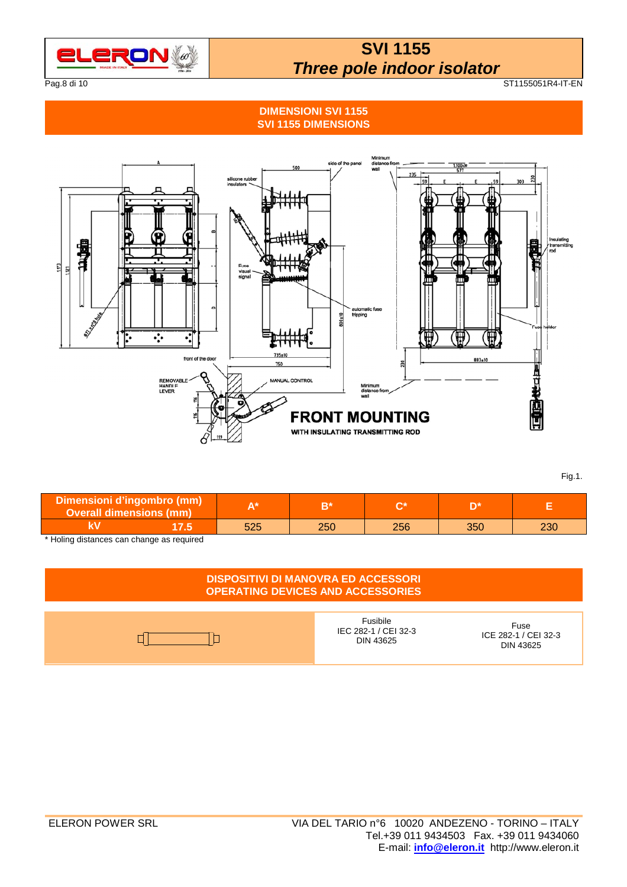## DIMENSIONI SVI 1155
## SVI 1155 DIMENSIONS

FRONT MOUNTING

WITH INSULATING TRANSMITTING ROD

Fig.1.

| Dimensioni d'ingombro (mm) Overall dimensions (mm) | | A* | B* | C* | D* | E |
|---|---|---|---|---|---|---|
| kV | 17.5 | 525 | 250 | 256 | 350 | 230 |

\* Holing distances can change as required

## DISPOSITIVI DI MANOVRA ED ACCESSORI
## OPERATING DEVICES AND ACCESSORIES

| | Fusibile IEC 282-1 / CEI 32-3 DIN 43625 | Fuse ICE 282-1 / CEI 32-3 DIN 43625 |
|---|---|---|

ELERON POWER SRL

VIA DEL TARIO n°6 10020 ANDEZENO - TORINO – ITALY
Tel.+39 011 9434503 Fax. +39 011 9434060
E-mail: **info@eleron.it** http://www.eleron.it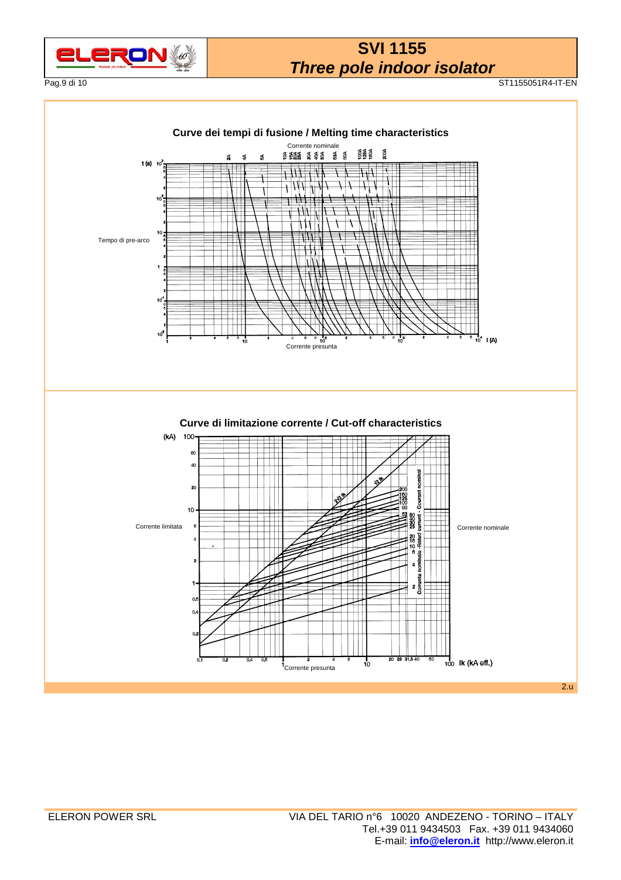## Curve dei tempi di fusione / Melting time characteristics

Corrente nominale

2A 4A 6A 10A 16A 20A 25A 30A 40A 50A 63A 80A 100A 125A 160A 200A

t (s)

Tempo di pre-arco

Corrente presunta

I (A)

## Curve di limitazione corrente / Cut-off characteristics

(kA)

Corrente limitata

Corrente nominale

Corrente nominale -Rated current - Courant nominal

200 160 125 100 80 63 50 35 30 25 20 16 10 6 4 2

$\sqrt{2}$ Ik

2,5$\sqrt{2}$ Ik

Corrente presunta

Ik (kA eff.)

2.u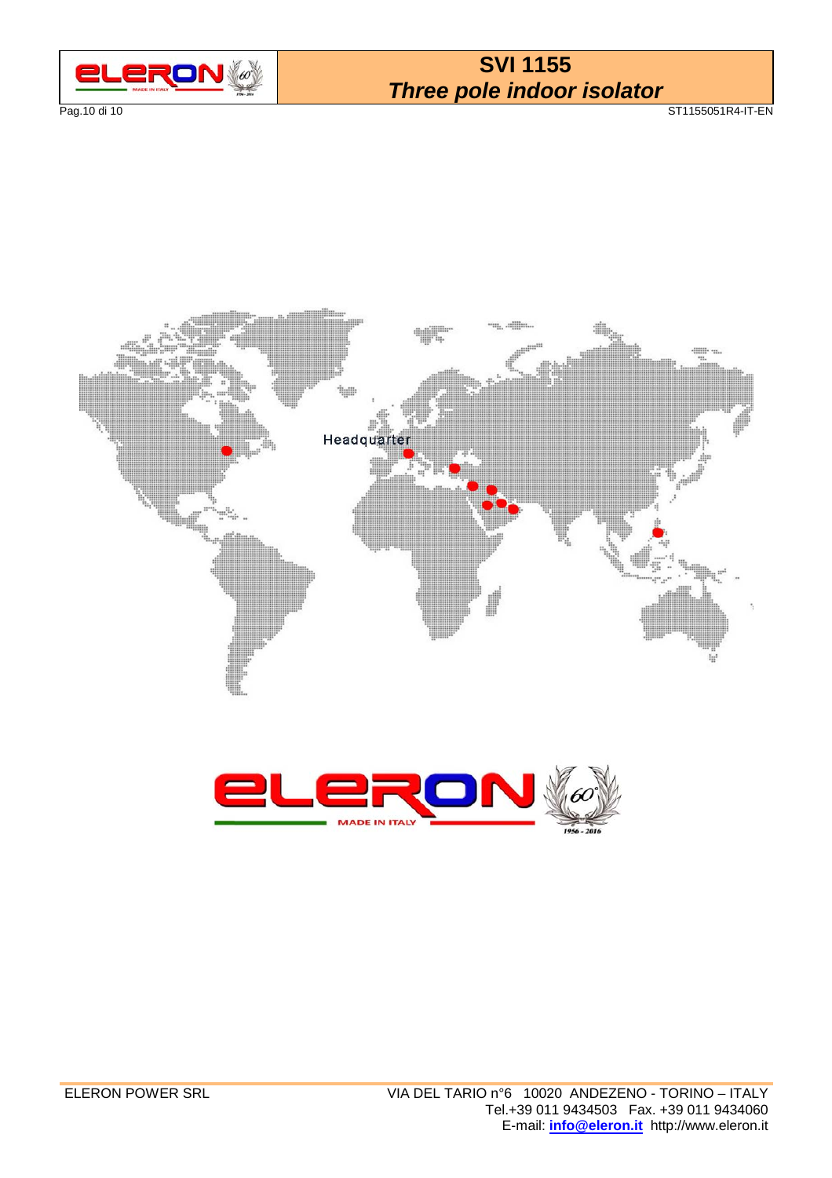Headquarter

ELERON POWER SRL

VIA DEL TARIO n°6 10020 ANDEZENO - TORINO – ITALY
Tel.+39 011 9434503 Fax. +39 011 9434060
E-mail: **info@eleron.it** http://www.eleron.it